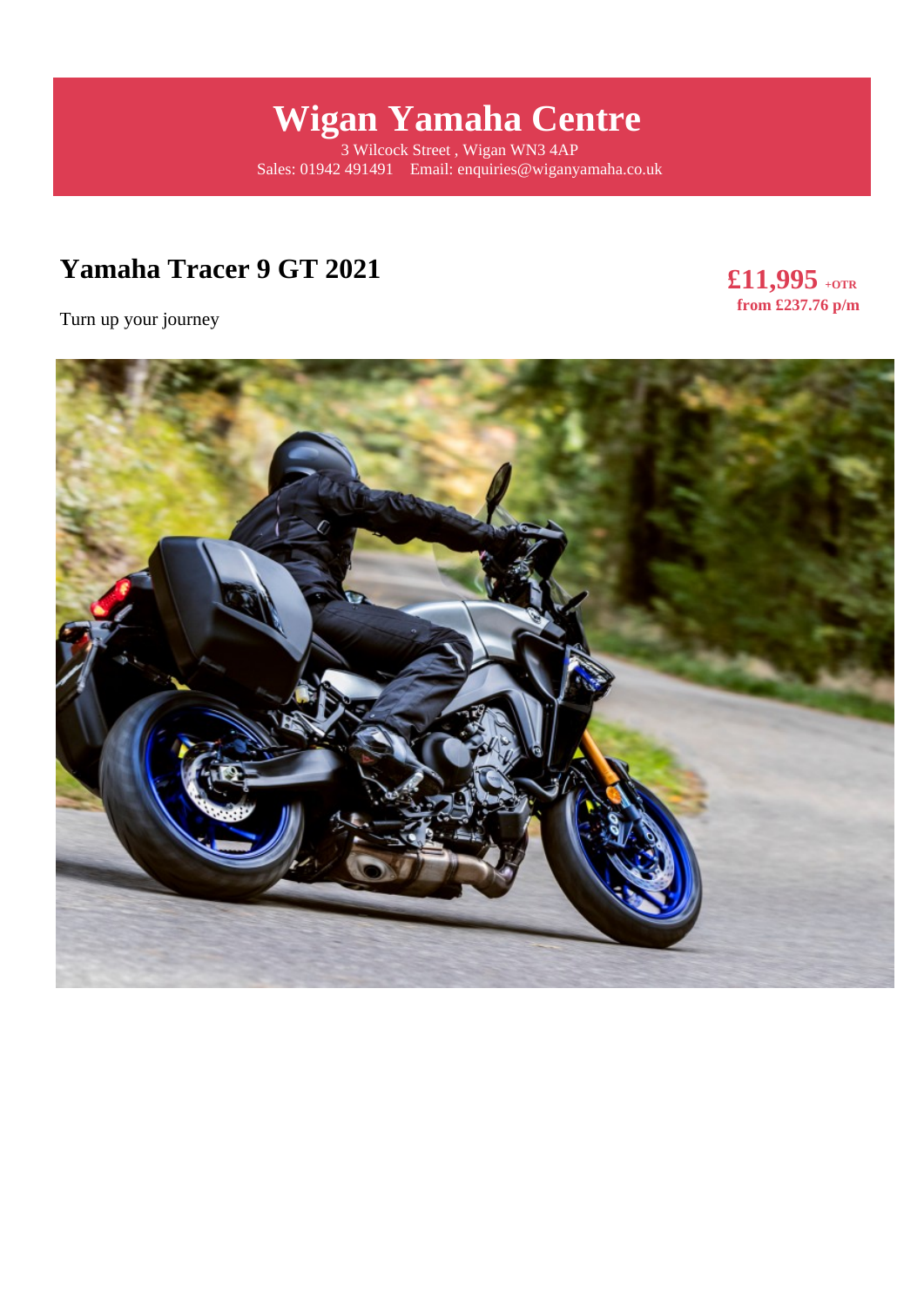# Wigan Yamaha Centre

3 Wilcock Street , Wigan WN3 4AP
Sales: 01942 491491    Email: enquiries@wiganyamaha.co.uk

## Yamaha Tracer 9 GT 2021

**£11,995** **+OTR**
**from £237.76 p/m**

Turn up your journey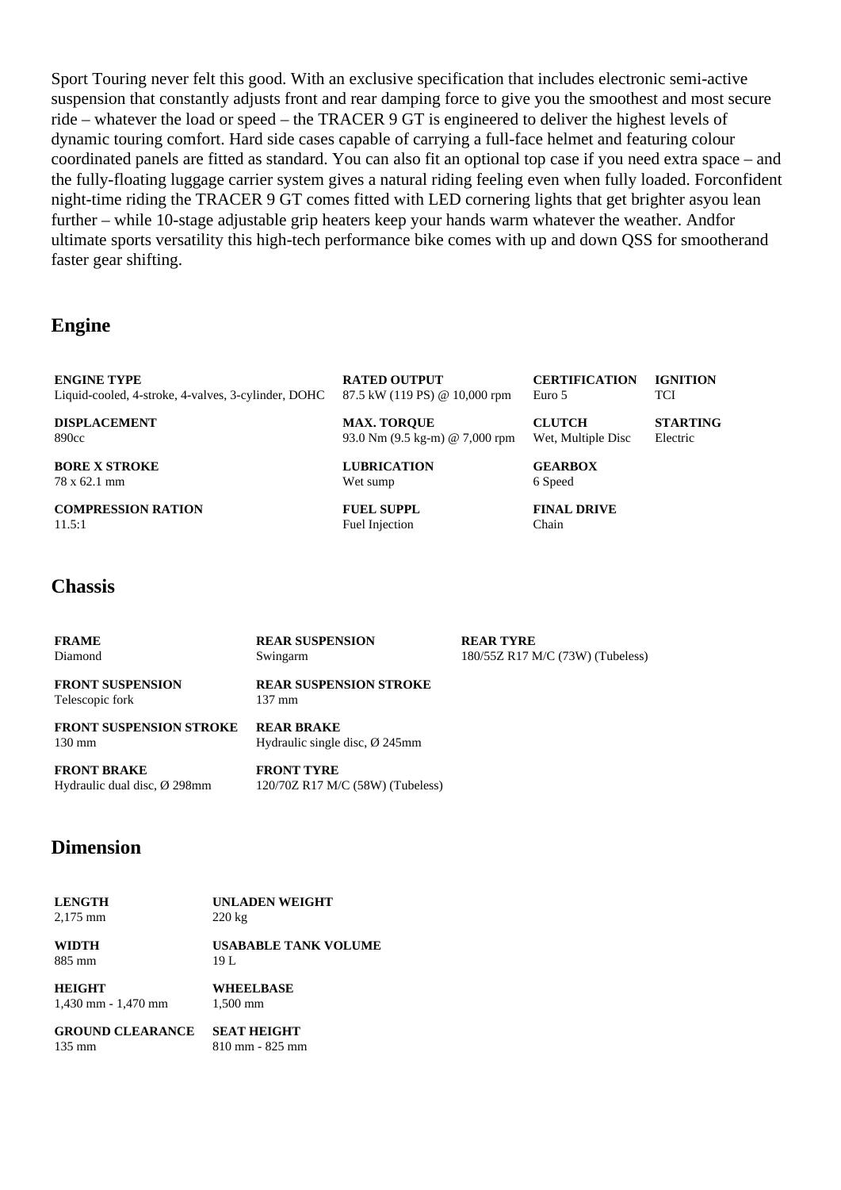Sport Touring never felt this good. With an exclusive specification that includes electronic semi-active suspension that constantly adjusts front and rear damping force to give you the smoothest and most secure ride – whatever the load or speed – the TRACER 9 GT is engineered to deliver the highest levels of dynamic touring comfort. Hard side cases capable of carrying a full-face helmet and featuring colour coordinated panels are fitted as standard. You can also fit an optional top case if you need extra space – and the fully-floating luggage carrier system gives a natural riding feeling even when fully loaded. Forconfident night-time riding the TRACER 9 GT comes fitted with LED cornering lights that get brighter asyou lean further – while 10-stage adjustable grip heaters keep your hands warm whatever the weather. Andfor ultimate sports versatility this high-tech performance bike comes with up and down QSS for smootherand faster gear shifting.

## Engine

| ENGINE TYPE | RATED OUTPUT | CERTIFICATION | IGNITION |
|---|---|---|---|
| Liquid-cooled, 4-stroke, 4-valves, 3-cylinder, DOHC | 87.5 kW (119 PS) @ 10,000 rpm | Euro 5 | TCI |
| **DISPLACEMENT** | **MAX. TORQUE** | **CLUTCH** | **STARTING** |
| 890cc | 93.0 Nm (9.5 kg-m) @ 7,000 rpm | Wet, Multiple Disc | Electric |
| **BORE X STROKE** | **LUBRICATION** | **GEARBOX** | |
| 78 x 62.1 mm | Wet sump | 6 Speed | |
| **COMPRESSION RATION** | **FUEL SUPPL** | **FINAL DRIVE** | |
| 11.5:1 | Fuel Injection | Chain | |

## Chassis

| FRAME | REAR SUSPENSION | REAR TYRE |
|---|---|---|
| Diamond | Swingarm | 180/55Z R17 M/C (73W) (Tubeless) |
| **FRONT SUSPENSION** | **REAR SUSPENSION STROKE** | |
| Telescopic fork | 137 mm | |
| **FRONT SUSPENSION STROKE** | **REAR BRAKE** | |
| 130 mm | Hydraulic single disc, Ø 245mm | |
| **FRONT BRAKE** | **FRONT TYRE** | |
| Hydraulic dual disc, Ø 298mm | 120/70Z R17 M/C (58W) (Tubeless) | |

## Dimension

| LENGTH | UNLADEN WEIGHT |
|---|---|
| 2,175 mm | 220 kg |
| **WIDTH** | **USABABLE TANK VOLUME** |
| 885 mm | 19 L |
| **HEIGHT** | **WHEELBASE** |
| 1,430 mm - 1,470 mm | 1,500 mm |
| **GROUND CLEARANCE** | **SEAT HEIGHT** |
| 135 mm | 810 mm - 825 mm |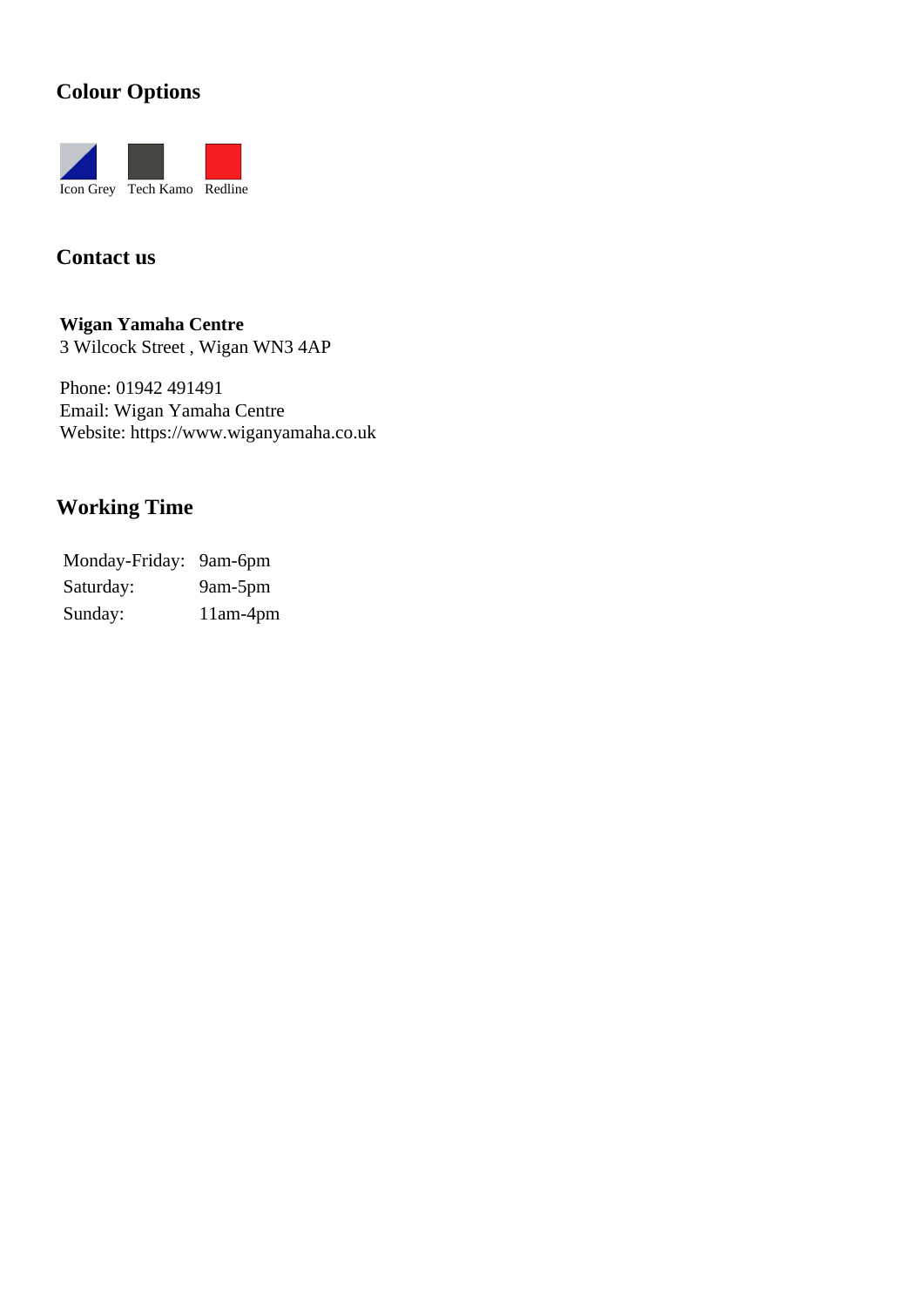## Colour Options

Icon Grey Tech Kamo Redline

## Contact us

**Wigan Yamaha Centre**
3 Wilcock Street , Wigan WN3 4AP

Phone: 01942 491491
Email: Wigan Yamaha Centre
Website: https://www.wiganyamaha.co.uk

## Working Time

| | |
|---|---|
| Monday-Friday: | 9am-6pm |
| Saturday: | 9am-5pm |
| Sunday: | 11am-4pm |